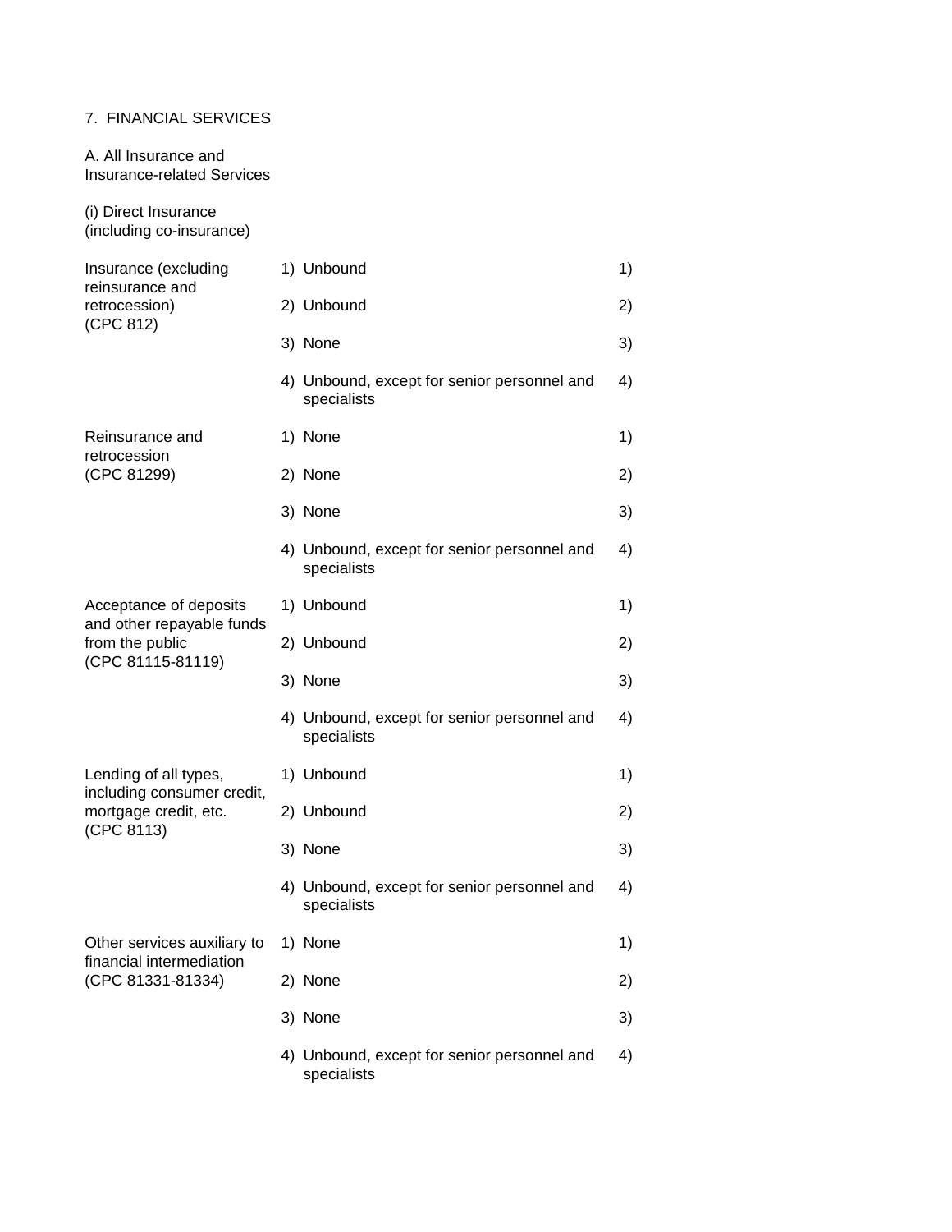7. FINANCIAL SERVICES

A. All Insurance and Insurance-related Services

(i) Direct Insurance (including co-insurance)

| Sector | Limitations | |
|---|---|---|
| Insurance (excluding reinsurance and retrocession) (CPC 812) | 1) Unbound | 1) |
| | 2) Unbound | 2) |
| | 3) None | 3) |
| | 4) Unbound, except for senior personnel and specialists | 4) |
| Reinsurance and retrocession (CPC 81299) | 1) None | 1) |
| | 2) None | 2) |
| | 3) None | 3) |
| | 4) Unbound, except for senior personnel and specialists | 4) |
| Acceptance of deposits and other repayable funds from the public (CPC 81115-81119) | 1) Unbound | 1) |
| | 2) Unbound | 2) |
| | 3) None | 3) |
| | 4) Unbound, except for senior personnel and specialists | 4) |
| Lending of all types, including consumer credit, mortgage credit, etc. (CPC 8113) | 1) Unbound | 1) |
| | 2) Unbound | 2) |
| | 3) None | 3) |
| | 4) Unbound, except for senior personnel and specialists | 4) |
| Other services auxiliary to financial intermediation (CPC 81331-81334) | 1) None | 1) |
| | 2) None | 2) |
| | 3) None | 3) |
| | 4) Unbound, except for senior personnel and specialists | 4) |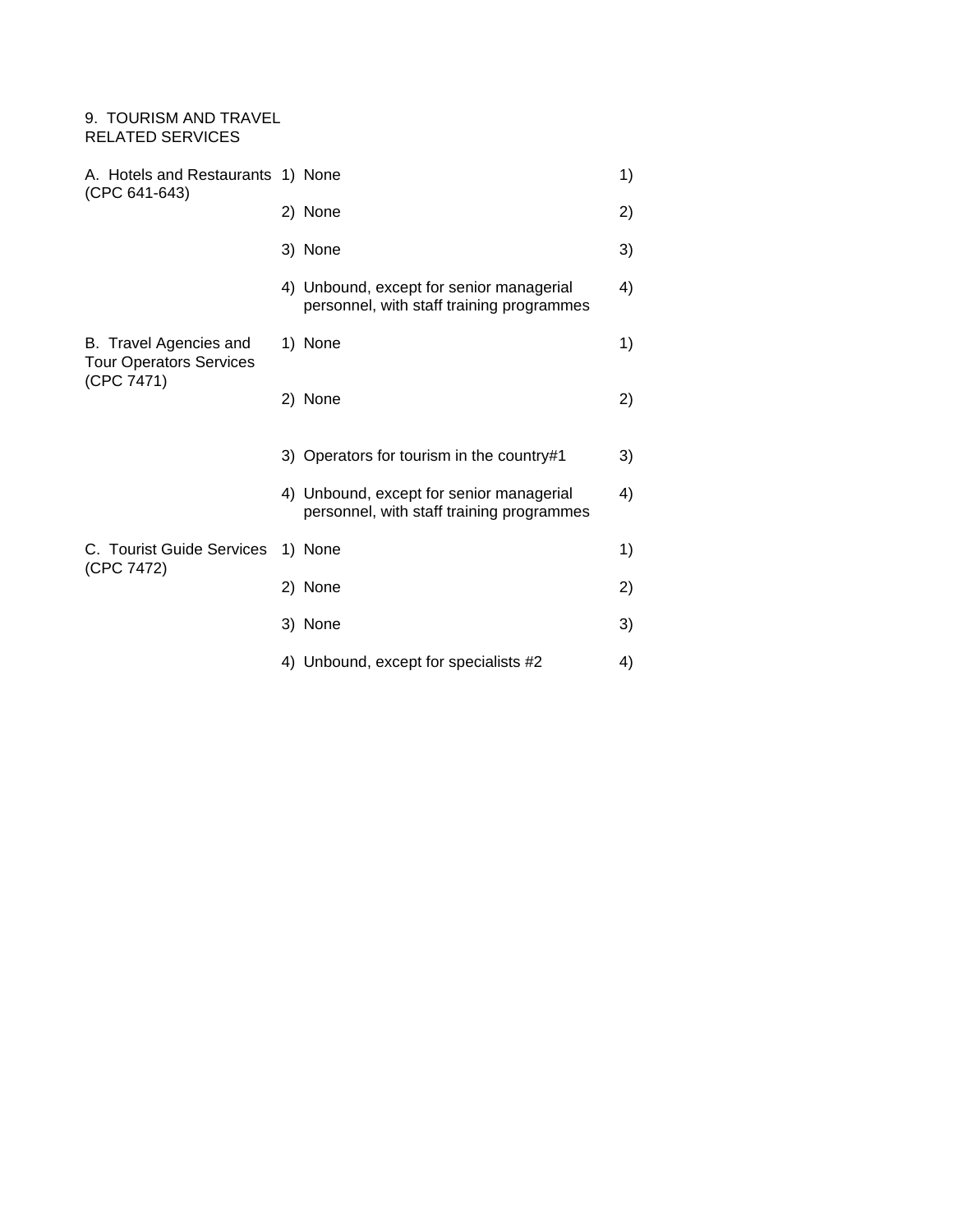9. TOURISM AND TRAVEL RELATED SERVICES

| | | |
|---|---|---|
| A. Hotels and Restaurants (CPC 641-643) | 1) None | 1) |
| | 2) None | 2) |
| | 3) None | 3) |
| | 4) Unbound, except for senior managerial personnel, with staff training programmes | 4) |
| B. Travel Agencies and Tour Operators Services (CPC 7471) | 1) None | 1) |
| | 2) None | 2) |
| | 3) Operators for tourism in the country#1 | 3) |
| | 4) Unbound, except for senior managerial personnel, with staff training programmes | 4) |
| C. Tourist Guide Services (CPC 7472) | 1) None | 1) |
| | 2) None | 2) |
| | 3) None | 3) |
| | 4) Unbound, except for specialists #2 | 4) |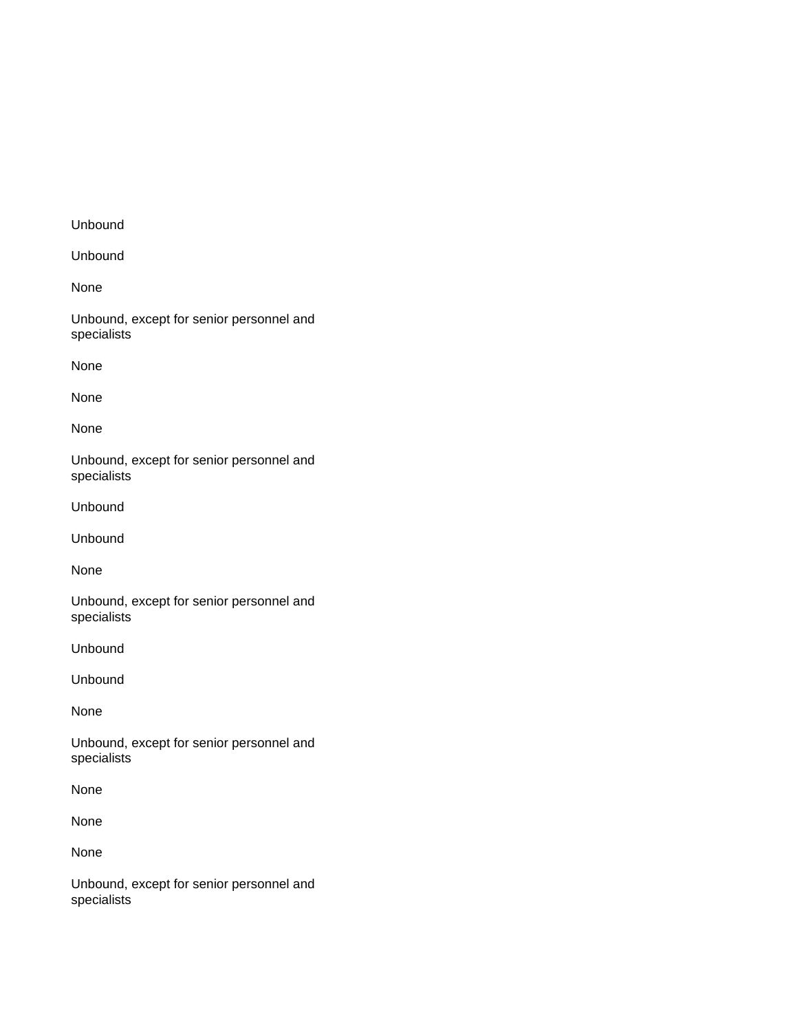Unbound

Unbound

None

Unbound, except for senior personnel and specialists

None

None

None

Unbound, except for senior personnel and specialists

Unbound

Unbound

None

Unbound, except for senior personnel and specialists

Unbound

Unbound

None

Unbound, except for senior personnel and specialists

None

None

None

Unbound, except for senior personnel and specialists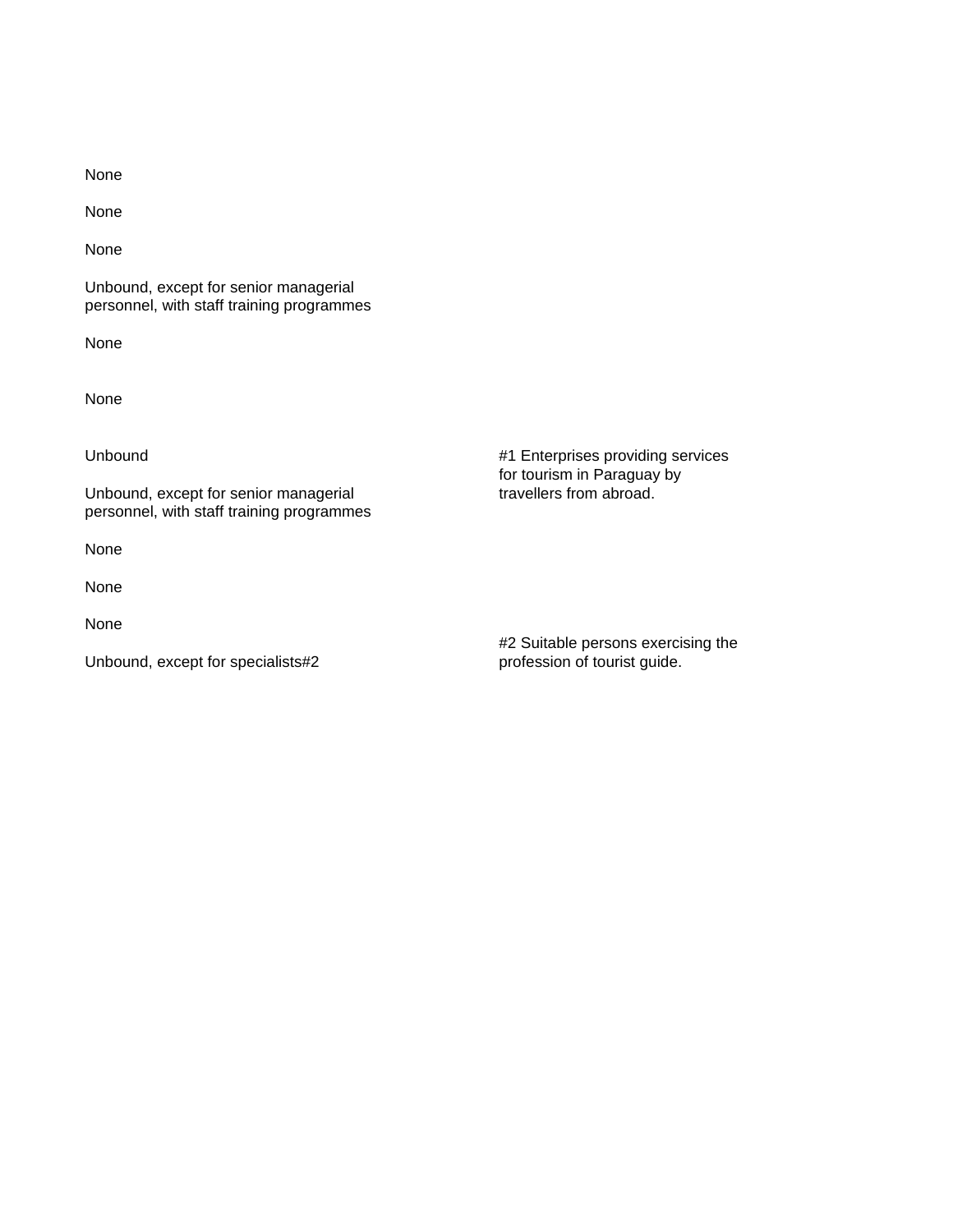| | |
|---|---|
| None | |
| None | |
| None | |
| Unbound, except for senior managerial personnel, with staff training programmes | |
| None | |
| None | |
| Unbound | #1 Enterprises providing services for tourism in Paraguay by travellers from abroad. |
| Unbound, except for senior managerial personnel, with staff training programmes | |
| None | |
| None | |
| None | |
| Unbound, except for specialists#2 | #2 Suitable persons exercising the profession of tourist guide. |